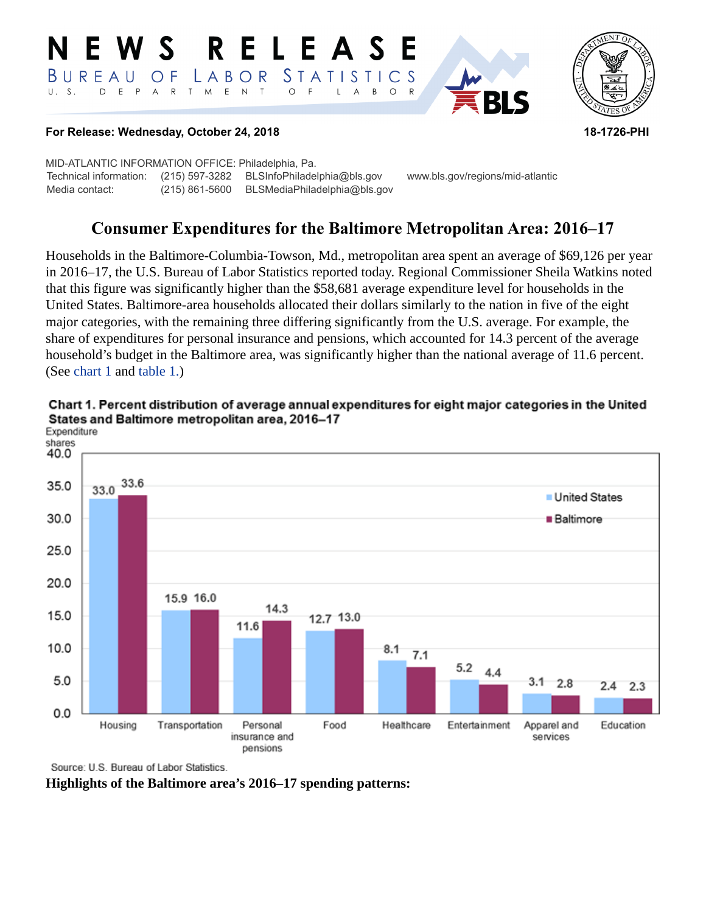# NEWS RELEASE

BUREAU OF LABOR STATISTICS
U. S. DEPARTMENT OF LABOR

**For Release: Wednesday, October 24, 2018** **18-1726-PHI**

MID-ATLANTIC INFORMATION OFFICE: Philadelphia, Pa.

| | | | |
|---|---|---|---|
| Technical information: | (215) 597-3282 | BLSInfoPhiladelphia@bls.gov | www.bls.gov/regions/mid-atlantic |
| Media contact: | (215) 861-5600 | BLSMediaPhiladelphia@bls.gov | |

## Consumer Expenditures for the Baltimore Metropolitan Area: 2016–17

Households in the Baltimore-Columbia-Towson, Md., metropolitan area spent an average of $69,126 per year in 2016–17, the U.S. Bureau of Labor Statistics reported today. Regional Commissioner Sheila Watkins noted that this figure was significantly higher than the $58,681 average expenditure level for households in the United States. Baltimore-area households allocated their dollars similarly to the nation in five of the eight major categories, with the remaining three differing significantly from the U.S. average. For example, the share of expenditures for personal insurance and pensions, which accounted for 14.3 percent of the average household's budget in the Baltimore area, was significantly higher than the national average of 11.6 percent. (See chart 1 and table 1.)

**Chart 1. Percent distribution of average annual expenditures for eight major categories in the United States and Baltimore metropolitan area, 2016–17**

| Category | United States | Baltimore |
|---|---|---|
| Housing | 33.0 | 33.6 |
| Transportation | 15.9 | 16.0 |
| Personal insurance and pensions | 11.6 | 14.3 |
| Food | 12.7 | 13.0 |
| Healthcare | 8.1 | 7.1 |
| Entertainment | 5.2 | 4.4 |
| Apparel and services | 3.1 | 2.8 |
| Education | 2.4 | 2.3 |

Source: U.S. Bureau of Labor Statistics.

**Highlights of the Baltimore area's 2016–17 spending patterns:**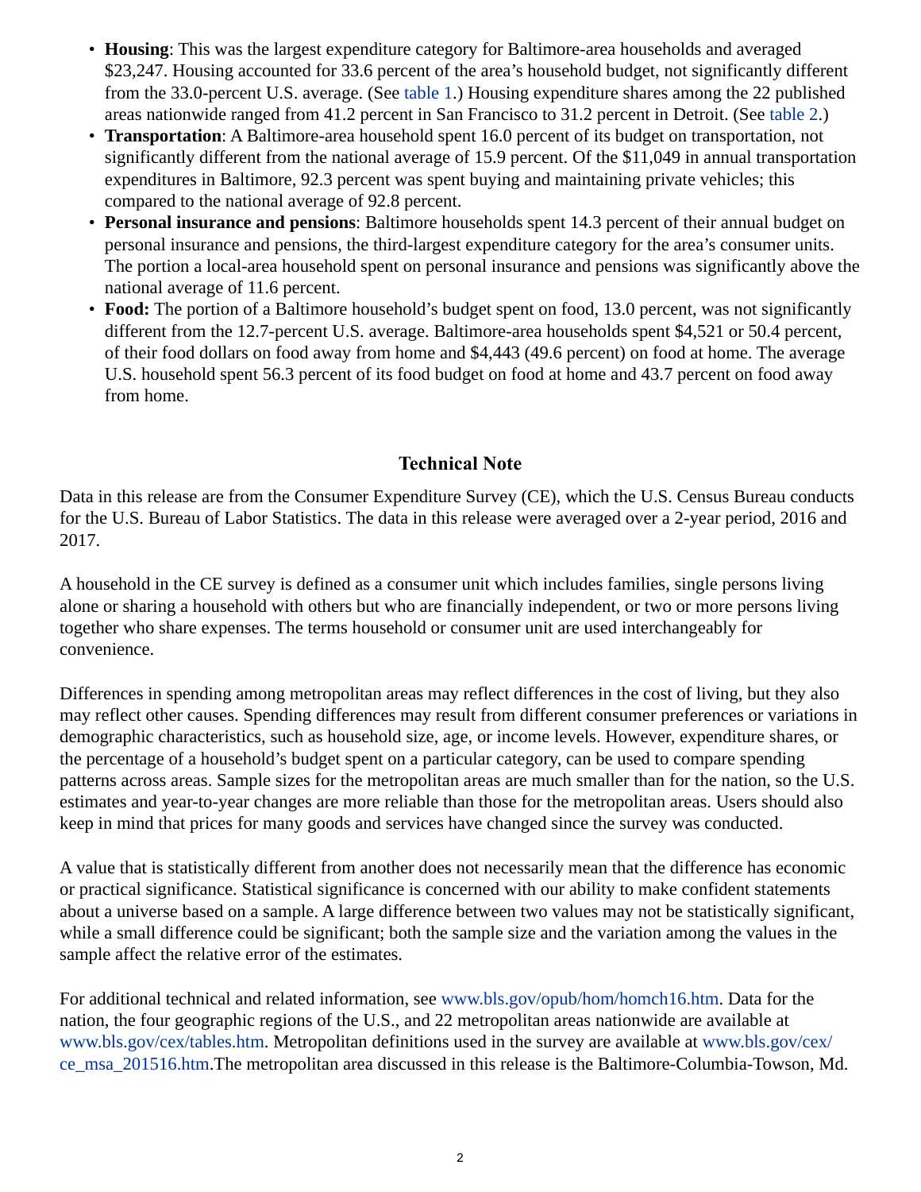- **Housing**: This was the largest expenditure category for Baltimore-area households and averaged $23,247. Housing accounted for 33.6 percent of the area's household budget, not significantly different from the 33.0-percent U.S. average. (See table 1.) Housing expenditure shares among the 22 published areas nationwide ranged from 41.2 percent in San Francisco to 31.2 percent in Detroit. (See table 2.)
- **Transportation**: A Baltimore-area household spent 16.0 percent of its budget on transportation, not significantly different from the national average of 15.9 percent. Of the $11,049 in annual transportation expenditures in Baltimore, 92.3 percent was spent buying and maintaining private vehicles; this compared to the national average of 92.8 percent.
- **Personal insurance and pensions**: Baltimore households spent 14.3 percent of their annual budget on personal insurance and pensions, the third-largest expenditure category for the area's consumer units. The portion a local-area household spent on personal insurance and pensions was significantly above the national average of 11.6 percent.
- **Food:** The portion of a Baltimore household's budget spent on food, 13.0 percent, was not significantly different from the 12.7-percent U.S. average. Baltimore-area households spent $4,521 or 50.4 percent, of their food dollars on food away from home and $4,443 (49.6 percent) on food at home. The average U.S. household spent 56.3 percent of its food budget on food at home and 43.7 percent on food away from home.

## Technical Note

Data in this release are from the Consumer Expenditure Survey (CE), which the U.S. Census Bureau conducts for the U.S. Bureau of Labor Statistics. The data in this release were averaged over a 2-year period, 2016 and 2017.

A household in the CE survey is defined as a consumer unit which includes families, single persons living alone or sharing a household with others but who are financially independent, or two or more persons living together who share expenses. The terms household or consumer unit are used interchangeably for convenience.

Differences in spending among metropolitan areas may reflect differences in the cost of living, but they also may reflect other causes. Spending differences may result from different consumer preferences or variations in demographic characteristics, such as household size, age, or income levels. However, expenditure shares, or the percentage of a household's budget spent on a particular category, can be used to compare spending patterns across areas. Sample sizes for the metropolitan areas are much smaller than for the nation, so the U.S. estimates and year-to-year changes are more reliable than those for the metropolitan areas. Users should also keep in mind that prices for many goods and services have changed since the survey was conducted.

A value that is statistically different from another does not necessarily mean that the difference has economic or practical significance. Statistical significance is concerned with our ability to make confident statements about a universe based on a sample. A large difference between two values may not be statistically significant, while a small difference could be significant; both the sample size and the variation among the values in the sample affect the relative error of the estimates.

For additional technical and related information, see www.bls.gov/opub/hom/homch16.htm. Data for the nation, the four geographic regions of the U.S., and 22 metropolitan areas nationwide are available at www.bls.gov/cex/tables.htm. Metropolitan definitions used in the survey are available at www.bls.gov/cex/ce_msa_201516.htm.The metropolitan area discussed in this release is the Baltimore-Columbia-Towson, Md.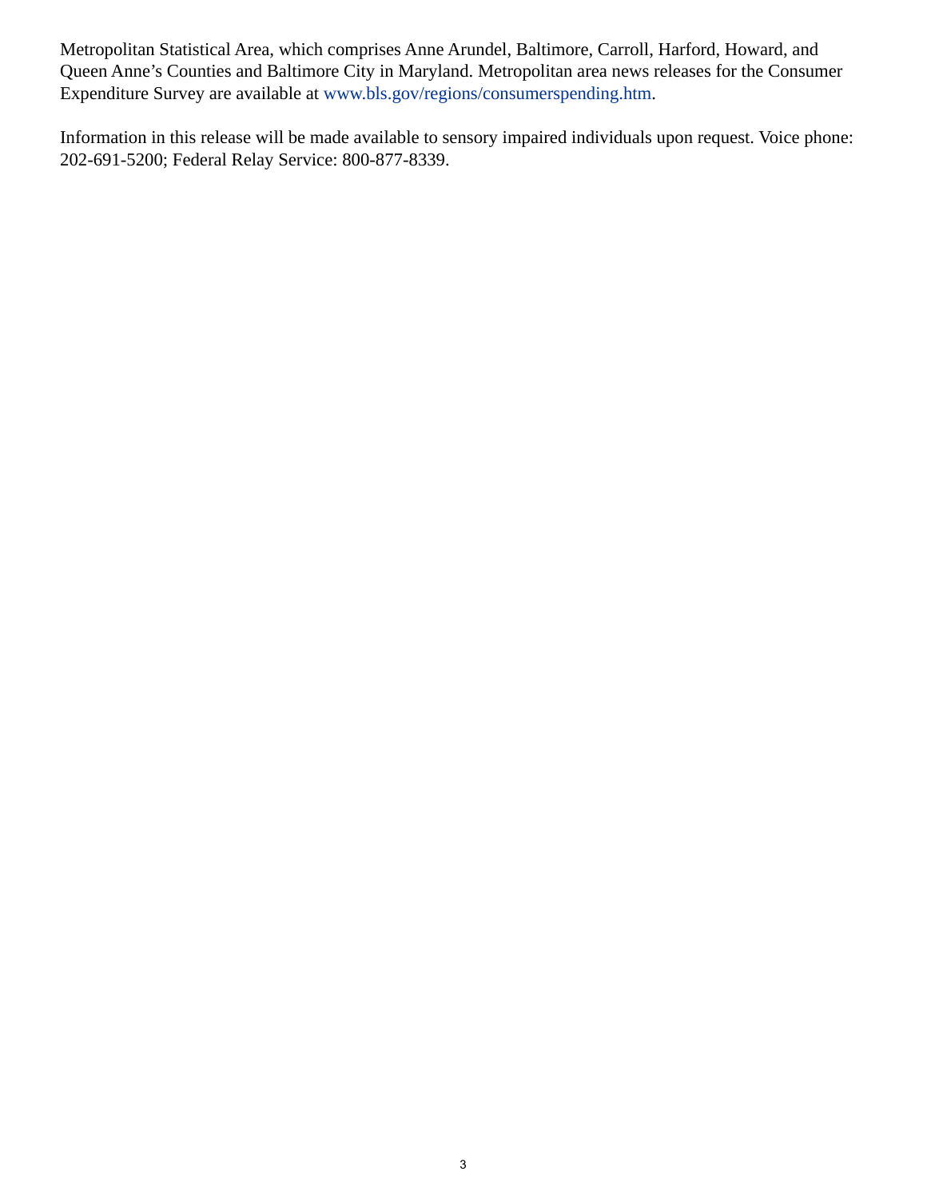Metropolitan Statistical Area, which comprises Anne Arundel, Baltimore, Carroll, Harford, Howard, and Queen Anne's Counties and Baltimore City in Maryland. Metropolitan area news releases for the Consumer Expenditure Survey are available at www.bls.gov/regions/consumerspending.htm.

Information in this release will be made available to sensory impaired individuals upon request. Voice phone: 202-691-5200; Federal Relay Service: 800-877-8339.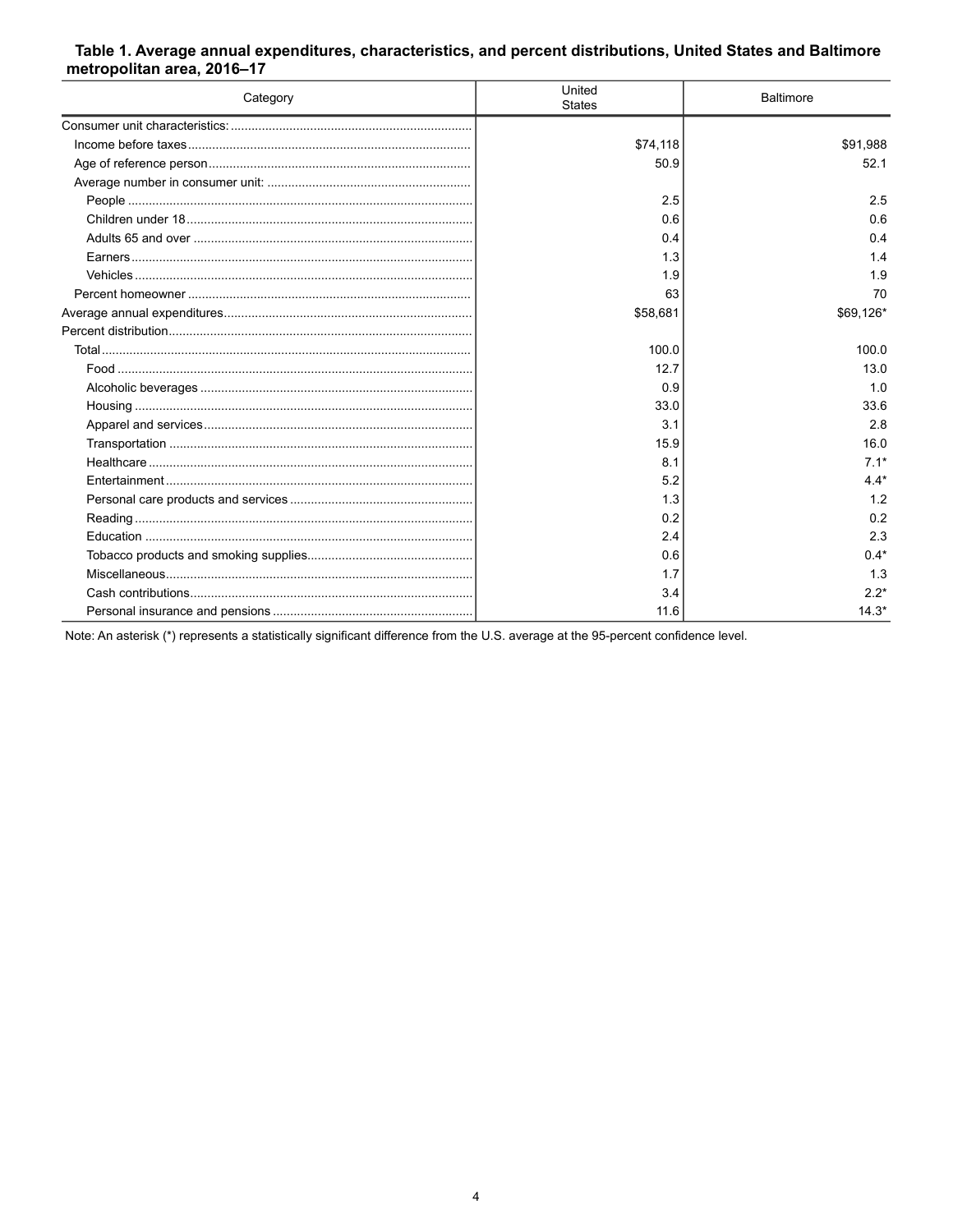**Table 1. Average annual expenditures, characteristics, and percent distributions, United States and Baltimore metropolitan area, 2016–17**

| Category | United States | Baltimore |
|---|---|---|
| Consumer unit characteristics: | | |
| Income before taxes | $74,118 | $91,988 |
| Age of reference person | 50.9 | 52.1 |
| Average number in consumer unit: | | |
| People | 2.5 | 2.5 |
| Children under 18 | 0.6 | 0.6 |
| Adults 65 and over | 0.4 | 0.4 |
| Earners | 1.3 | 1.4 |
| Vehicles | 1.9 | 1.9 |
| Percent homeowner | 63 | 70 |
| Average annual expenditures | $58,681 | $69,126* |
| Percent distribution | | |
| Total | 100.0 | 100.0 |
| Food | 12.7 | 13.0 |
| Alcoholic beverages | 0.9 | 1.0 |
| Housing | 33.0 | 33.6 |
| Apparel and services | 3.1 | 2.8 |
| Transportation | 15.9 | 16.0 |
| Healthcare | 8.1 | 7.1* |
| Entertainment | 5.2 | 4.4* |
| Personal care products and services | 1.3 | 1.2 |
| Reading | 0.2 | 0.2 |
| Education | 2.4 | 2.3 |
| Tobacco products and smoking supplies | 0.6 | 0.4* |
| Miscellaneous | 1.7 | 1.3 |
| Cash contributions | 3.4 | 2.2* |
| Personal insurance and pensions | 11.6 | 14.3* |

Note: An asterisk (*) represents a statistically significant difference from the U.S. average at the 95-percent confidence level.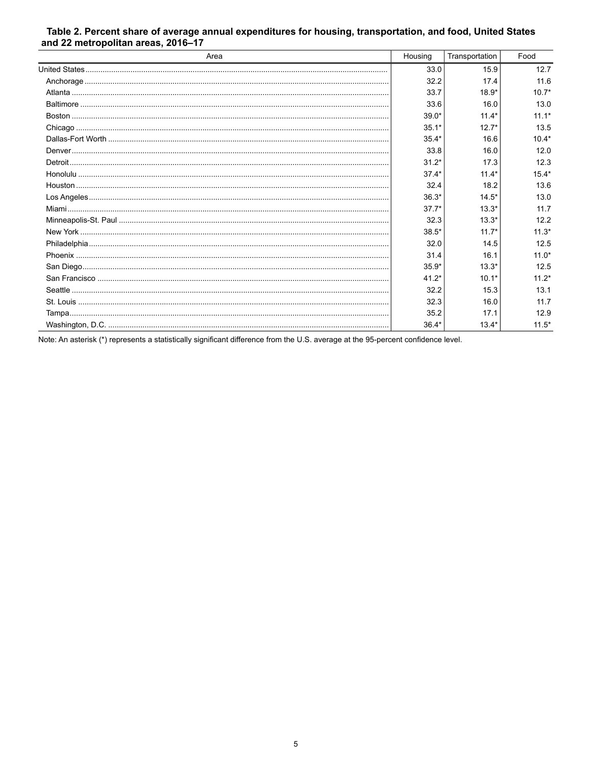**Table 2. Percent share of average annual expenditures for housing, transportation, and food, United States and 22 metropolitan areas, 2016–17**

| Area | Housing | Transportation | Food |
|---|---|---|---|
| United States | 33.0 | 15.9 | 12.7 |
| Anchorage | 32.2 | 17.4 | 11.6 |
| Atlanta | 33.7 | 18.9* | 10.7* |
| Baltimore | 33.6 | 16.0 | 13.0 |
| Boston | 39.0* | 11.4* | 11.1* |
| Chicago | 35.1* | 12.7* | 13.5 |
| Dallas-Fort Worth | 35.4* | 16.6 | 10.4* |
| Denver | 33.8 | 16.0 | 12.0 |
| Detroit | 31.2* | 17.3 | 12.3 |
| Honolulu | 37.4* | 11.4* | 15.4* |
| Houston | 32.4 | 18.2 | 13.6 |
| Los Angeles | 36.3* | 14.5* | 13.0 |
| Miami | 37.7* | 13.3* | 11.7 |
| Minneapolis-St. Paul | 32.3 | 13.3* | 12.2 |
| New York | 38.5* | 11.7* | 11.3* |
| Philadelphia | 32.0 | 14.5 | 12.5 |
| Phoenix | 31.4 | 16.1 | 11.0* |
| San Diego | 35.9* | 13.3* | 12.5 |
| San Francisco | 41.2* | 10.1* | 11.2* |
| Seattle | 32.2 | 15.3 | 13.1 |
| St. Louis | 32.3 | 16.0 | 11.7 |
| Tampa | 35.2 | 17.1 | 12.9 |
| Washington, D.C. | 36.4* | 13.4* | 11.5* |

Note: An asterisk (*) represents a statistically significant difference from the U.S. average at the 95-percent confidence level.